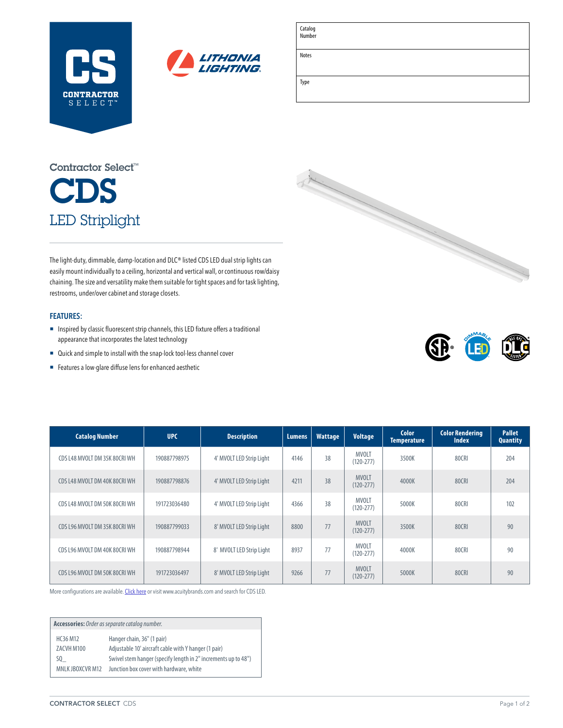CS
CONTRACTOR SELECT™

LITHONIA LIGHTING®

| Catalog Number | |
|---|---|
| Notes | |
| Type | |

Contractor Select™

# CDS

## LED Striplight

The light-duty, dimmable, damp-location and DLC® listed CDS LED dual strip lights can easily mount individually to a ceiling, horizontal and vertical wall, or continuous row/daisy chaining. The size and versatility make them suitable for tight spaces and for task lighting, restrooms, under/over cabinet and storage closets.

### FEATURES:

- Inspired by classic fluorescent strip channels, this LED fixture offers a traditional appearance that incorporates the latest technology
- Quick and simple to install with the snap-lock tool-less channel cover
- Features a low-glare diffuse lens for enhanced aesthetic

| Catalog Number | UPC | Description | Lumens | Wattage | Voltage | Color Temperature | Color Rendering Index | Pallet Quantity |
|---|---|---|---|---|---|---|---|---|
| CDS L48 MVOLT DM 35K 80CRI WH | 190887798975 | 4' MVOLT LED Strip Light | 4146 | 38 | MVOLT (120-277) | 3500K | 80CRI | 204 |
| CDS L48 MVOLT DM 40K 80CRI WH | 190887798876 | 4' MVOLT LED Strip Light | 4211 | 38 | MVOLT (120-277) | 4000K | 80CRI | 204 |
| CDS L48 MVOLT DM 50K 80CRI WH | 191723036480 | 4' MVOLT LED Strip Light | 4366 | 38 | MVOLT (120-277) | 5000K | 80CRI | 102 |
| CDS L96 MVOLT DM 35K 80CRI WH | 190887799033 | 8' MVOLT LED Strip Light | 8800 | 77 | MVOLT (120-277) | 3500K | 80CRI | 90 |
| CDS L96 MVOLT DM 40K 80CRI WH | 190887798944 | 8' MVOLT LED Strip Light | 8937 | 77 | MVOLT (120-277) | 4000K | 80CRI | 90 |
| CDS L96 MVOLT DM 50K 80CRI WH | 191723036497 | 8' MVOLT LED Strip Light | 9266 | 77 | MVOLT (120-277) | 5000K | 80CRI | 90 |

More configurations are available. Click here or visit www.acuitybrands.com and search for CDS LED.

| **Accessories:** *Order as separate catalog number.* | |
|---|---|
| HC36 M12 | Hanger chain, 36" (1 pair) |
| ZACVH M100 | Adjustable 10' aircraft cable with Y hanger (1 pair) |
| SQ_ | Swivel stem hanger (specify length in 2" increments up to 48") |
| MNLK JBOXCVR M12 | Junction box cover with hardware, white |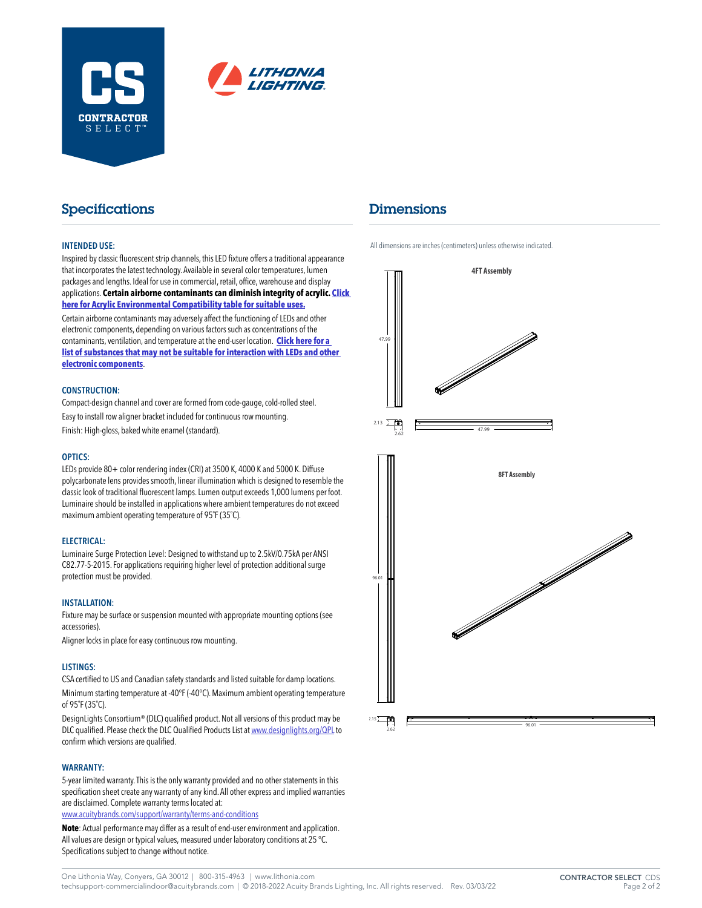# Specifications

### INTENDED USE:

Inspired by classic fluorescent strip channels, this LED fixture offers a traditional appearance that incorporates the latest technology. Available in several color temperatures, lumen packages and lengths. Ideal for use in commercial, retail, office, warehouse and display applications. **Certain airborne contaminants can diminish integrity of acrylic. Click here for Acrylic Environmental Compatibility table for suitable uses.**

Certain airborne contaminants may adversely affect the functioning of LEDs and other electronic components, depending on various factors such as concentrations of the contaminants, ventilation, and temperature at the end-user location. **Click here for a list of substances that may not be suitable for interaction with LEDs and other electronic components**.

### CONSTRUCTION:

Compact-design channel and cover are formed from code-gauge, cold-rolled steel.

Easy to install row aligner bracket included for continuous row mounting.

Finish: High-gloss, baked white enamel (standard).

### OPTICS:

LEDs provide 80+ color rendering index (CRI) at 3500 K, 4000 K and 5000 K. Diffuse polycarbonate lens provides smooth, linear illumination which is designed to resemble the classic look of traditional fluorescent lamps. Lumen output exceeds 1,000 lumens per foot. Luminaire should be installed in applications where ambient temperatures do not exceed maximum ambient operating temperature of 95°F (35°C).

### ELECTRICAL:

Luminaire Surge Protection Level: Designed to withstand up to 2.5kV/0.75kA per ANSI C82.77-5-2015. For applications requiring higher level of protection additional surge protection must be provided.

### INSTALLATION:

Fixture may be surface or suspension mounted with appropriate mounting options (see accessories).

Aligner locks in place for easy continuous row mounting.

### LISTINGS:

CSA certified to US and Canadian safety standards and listed suitable for damp locations.

Minimum starting temperature at -40°F (-40°C). Maximum ambient operating temperature of 95°F (35°C).

DesignLights Consortium® (DLC) qualified product. Not all versions of this product may be DLC qualified. Please check the DLC Qualified Products List at www.designlights.org/QPL to confirm which versions are qualified.

### WARRANTY:

5-year limited warranty. This is the only warranty provided and no other statements in this specification sheet create any warranty of any kind. All other express and implied warranties are disclaimed. Complete warranty terms located at:

www.acuitybrands.com/support/warranty/terms-and-conditions

**Note**: Actual performance may differ as a result of end-user environment and application. All values are design or typical values, measured under laboratory conditions at 25 °C. Specifications subject to change without notice.

# Dimensions

All dimensions are inches (centimeters) unless otherwise indicated.

**4FT Assembly**

47.99

2.13

2.62

47.99

**8FT Assembly**

96.01

2.15

2.62

96.01

One Lithonia Way, Conyers, GA 30012 | 800-315-4963 | www.lithonia.com
techsupport-commercialindoor@acuitybrands.com | © 2018-2022 Acuity Brands Lighting, Inc. All rights reserved. Rev. 03/03/22